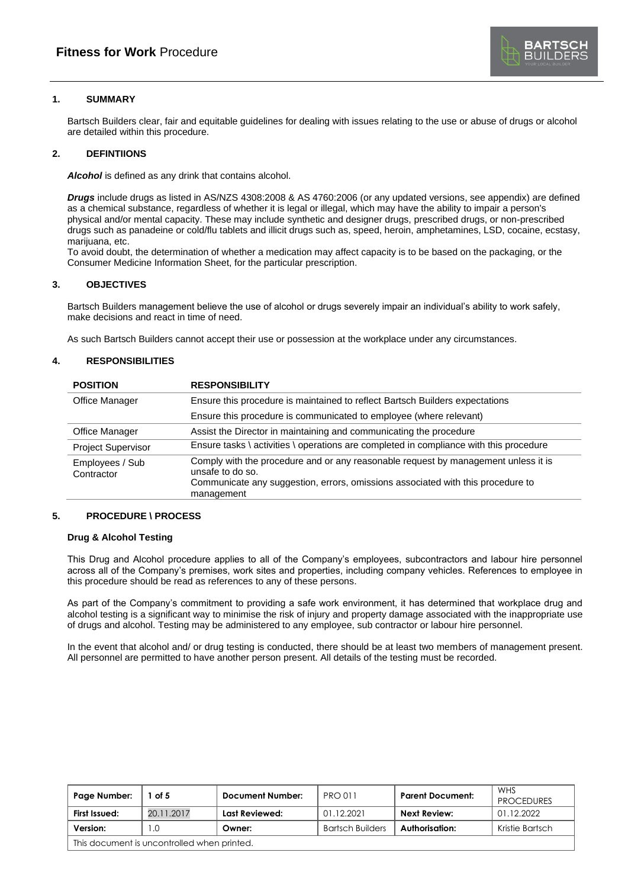# **Fitness for Work** Procedure

## 1. SUMMARY

Bartsch Builders clear, fair and equitable guidelines for dealing with issues relating to the use or abuse of drugs or alcohol are detailed within this procedure.

## 2. DEFINTIIONS

***Alcohol*** is defined as any drink that contains alcohol.

***Drugs*** include drugs as listed in AS/NZS 4308:2008 & AS 4760:2006 (or any updated versions, see appendix) are defined as a chemical substance, regardless of whether it is legal or illegal, which may have the ability to impair a person's physical and/or mental capacity. These may include synthetic and designer drugs, prescribed drugs, or non-prescribed drugs such as panadeine or cold/flu tablets and illicit drugs such as, speed, heroin, amphetamines, LSD, cocaine, ecstasy, marijuana, etc.
To avoid doubt, the determination of whether a medication may affect capacity is to be based on the packaging, or the Consumer Medicine Information Sheet, for the particular prescription.

## 3. OBJECTIVES

Bartsch Builders management believe the use of alcohol or drugs severely impair an individual's ability to work safely, make decisions and react in time of need.

As such Bartsch Builders cannot accept their use or possession at the workplace under any circumstances.

## 4. RESPONSIBILITIES

| POSITION | RESPONSIBILITY |
|---|---|
| Office Manager | Ensure this procedure is maintained to reflect Bartsch Builders expectations<br>Ensure this procedure is communicated to employee (where relevant) |
| Office Manager | Assist the Director in maintaining and communicating the procedure |
| Project Supervisor | Ensure tasks \ activities \ operations are completed in compliance with this procedure |
| Employees / Sub Contractor | Comply with the procedure and or any reasonable request by management unless it is unsafe to do so.<br>Communicate any suggestion, errors, omissions associated with this procedure to management |

## 5. PROCEDURE \ PROCESS

### Drug & Alcohol Testing

This Drug and Alcohol procedure applies to all of the Company's employees, subcontractors and labour hire personnel across all of the Company's premises, work sites and properties, including company vehicles. References to employee in this procedure should be read as references to any of these persons.

As part of the Company's commitment to providing a safe work environment, it has determined that workplace drug and alcohol testing is a significant way to minimise the risk of injury and property damage associated with the inappropriate use of drugs and alcohol. Testing may be administered to any employee, sub contractor or labour hire personnel.

In the event that alcohol and/ or drug testing is conducted, there should be at least two members of management present. All personnel are permitted to have another person present. All details of the testing must be recorded.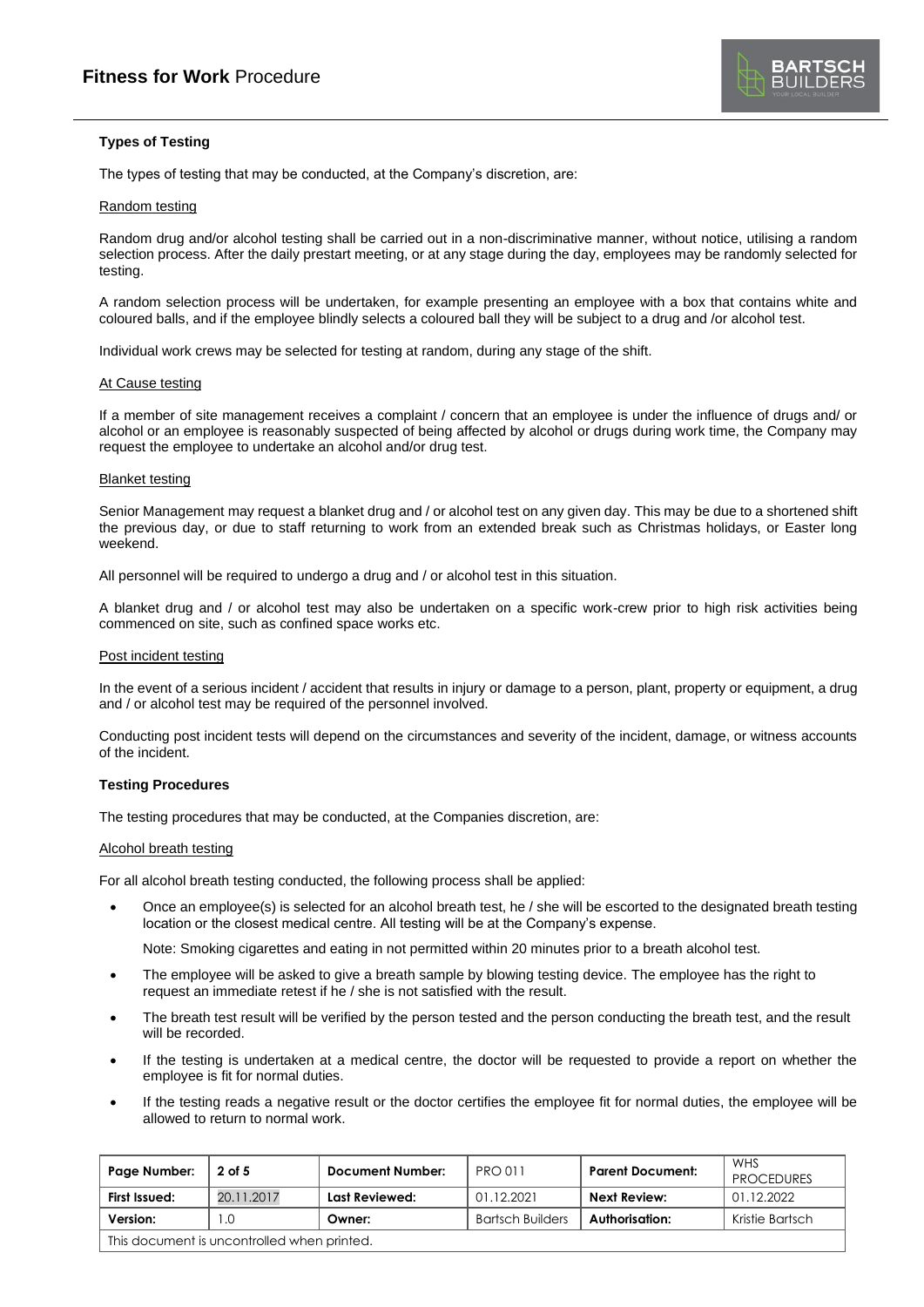**Types of Testing**

The types of testing that may be conducted, at the Company's discretion, are:

Random testing

Random drug and/or alcohol testing shall be carried out in a non-discriminative manner, without notice, utilising a random selection process. After the daily prestart meeting, or at any stage during the day, employees may be randomly selected for testing.

A random selection process will be undertaken, for example presenting an employee with a box that contains white and coloured balls, and if the employee blindly selects a coloured ball they will be subject to a drug and /or alcohol test.

Individual work crews may be selected for testing at random, during any stage of the shift.

At Cause testing

If a member of site management receives a complaint / concern that an employee is under the influence of drugs and/ or alcohol or an employee is reasonably suspected of being affected by alcohol or drugs during work time, the Company may request the employee to undertake an alcohol and/or drug test.

Blanket testing

Senior Management may request a blanket drug and / or alcohol test on any given day. This may be due to a shortened shift the previous day, or due to staff returning to work from an extended break such as Christmas holidays, or Easter long weekend.

All personnel will be required to undergo a drug and / or alcohol test in this situation.

A blanket drug and / or alcohol test may also be undertaken on a specific work-crew prior to high risk activities being commenced on site, such as confined space works etc.

Post incident testing

In the event of a serious incident / accident that results in injury or damage to a person, plant, property or equipment, a drug and / or alcohol test may be required of the personnel involved.

Conducting post incident tests will depend on the circumstances and severity of the incident, damage, or witness accounts of the incident.

**Testing Procedures**

The testing procedures that may be conducted, at the Companies discretion, are:

Alcohol breath testing

For all alcohol breath testing conducted, the following process shall be applied:

- Once an employee(s) is selected for an alcohol breath test, he / she will be escorted to the designated breath testing location or the closest medical centre. All testing will be at the Company's expense.

  Note: Smoking cigarettes and eating in not permitted within 20 minutes prior to a breath alcohol test.

- The employee will be asked to give a breath sample by blowing testing device. The employee has the right to request an immediate retest if he / she is not satisfied with the result.
- The breath test result will be verified by the person tested and the person conducting the breath test, and the result will be recorded.
- If the testing is undertaken at a medical centre, the doctor will be requested to provide a report on whether the employee is fit for normal duties.
- If the testing reads a negative result or the doctor certifies the employee fit for normal duties, the employee will be allowed to return to normal work.

| Page Number: | 2 of 5 | Document Number: | PRO 011 | Parent Document: | WHS PROCEDURES |
|---|---|---|---|---|---|
| First Issued: | 20.11.2017 | Last Reviewed: | 01.12.2021 | Next Review: | 01.12.2022 |
| Version: | 1.0 | Owner: | Bartsch Builders | Authorisation: | Kristie Bartsch |
| This document is uncontrolled when printed. | | | | | |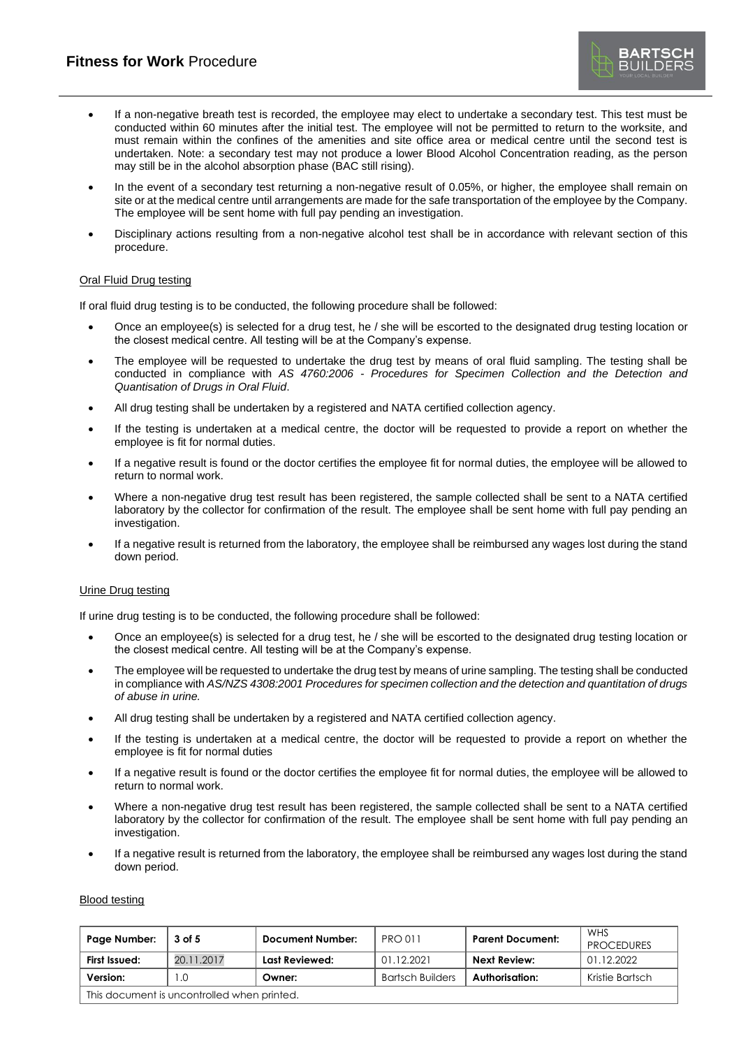- If a non-negative breath test is recorded, the employee may elect to undertake a secondary test. This test must be conducted within 60 minutes after the initial test. The employee will not be permitted to return to the worksite, and must remain within the confines of the amenities and site office area or medical centre until the second test is undertaken. Note: a secondary test may not produce a lower Blood Alcohol Concentration reading, as the person may still be in the alcohol absorption phase (BAC still rising).
- In the event of a secondary test returning a non-negative result of 0.05%, or higher, the employee shall remain on site or at the medical centre until arrangements are made for the safe transportation of the employee by the Company. The employee will be sent home with full pay pending an investigation.
- Disciplinary actions resulting from a non-negative alcohol test shall be in accordance with relevant section of this procedure.

#### Oral Fluid Drug testing

If oral fluid drug testing is to be conducted, the following procedure shall be followed:

- Once an employee(s) is selected for a drug test, he / she will be escorted to the designated drug testing location or the closest medical centre. All testing will be at the Company's expense.
- The employee will be requested to undertake the drug test by means of oral fluid sampling. The testing shall be conducted in compliance with *AS 4760:2006 - Procedures for Specimen Collection and the Detection and Quantisation of Drugs in Oral Fluid*.
- All drug testing shall be undertaken by a registered and NATA certified collection agency.
- If the testing is undertaken at a medical centre, the doctor will be requested to provide a report on whether the employee is fit for normal duties.
- If a negative result is found or the doctor certifies the employee fit for normal duties, the employee will be allowed to return to normal work.
- Where a non-negative drug test result has been registered, the sample collected shall be sent to a NATA certified laboratory by the collector for confirmation of the result. The employee shall be sent home with full pay pending an investigation.
- If a negative result is returned from the laboratory, the employee shall be reimbursed any wages lost during the stand down period.

#### Urine Drug testing

If urine drug testing is to be conducted, the following procedure shall be followed:

- Once an employee(s) is selected for a drug test, he / she will be escorted to the designated drug testing location or the closest medical centre. All testing will be at the Company's expense.
- The employee will be requested to undertake the drug test by means of urine sampling. The testing shall be conducted in compliance with *AS/NZS 4308:2001 Procedures for specimen collection and the detection and quantitation of drugs of abuse in urine.*
- All drug testing shall be undertaken by a registered and NATA certified collection agency.
- If the testing is undertaken at a medical centre, the doctor will be requested to provide a report on whether the employee is fit for normal duties
- If a negative result is found or the doctor certifies the employee fit for normal duties, the employee will be allowed to return to normal work.
- Where a non-negative drug test result has been registered, the sample collected shall be sent to a NATA certified laboratory by the collector for confirmation of the result. The employee shall be sent home with full pay pending an investigation.
- If a negative result is returned from the laboratory, the employee shall be reimbursed any wages lost during the stand down period.

#### Blood testing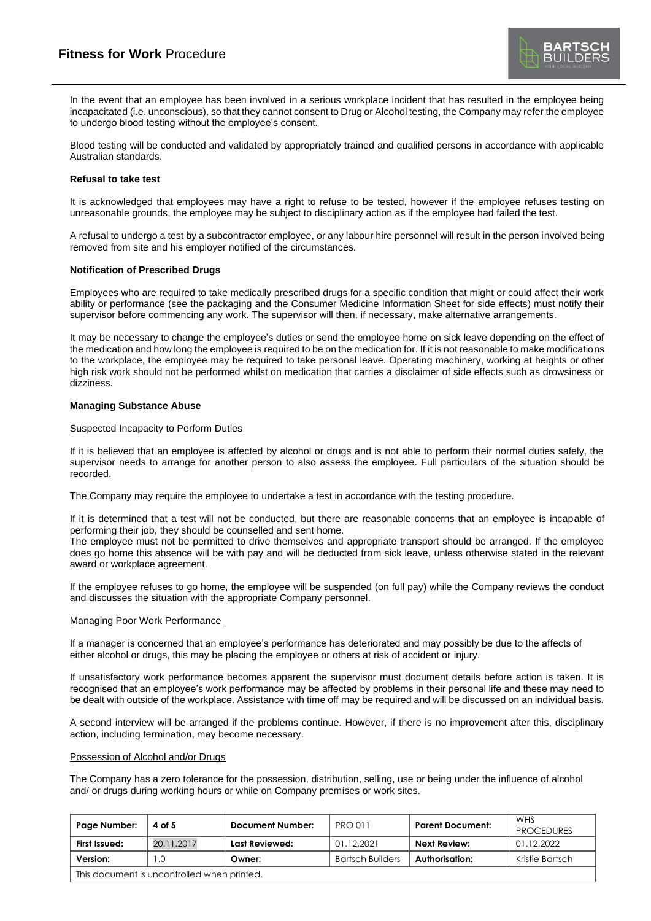In the event that an employee has been involved in a serious workplace incident that has resulted in the employee being incapacitated (i.e. unconscious), so that they cannot consent to Drug or Alcohol testing, the Company may refer the employee to undergo blood testing without the employee's consent.

Blood testing will be conducted and validated by appropriately trained and qualified persons in accordance with applicable Australian standards.

**Refusal to take test**

It is acknowledged that employees may have a right to refuse to be tested, however if the employee refuses testing on unreasonable grounds, the employee may be subject to disciplinary action as if the employee had failed the test.

A refusal to undergo a test by a subcontractor employee, or any labour hire personnel will result in the person involved being removed from site and his employer notified of the circumstances.

**Notification of Prescribed Drugs**

Employees who are required to take medically prescribed drugs for a specific condition that might or could affect their work ability or performance (see the packaging and the Consumer Medicine Information Sheet for side effects) must notify their supervisor before commencing any work. The supervisor will then, if necessary, make alternative arrangements.

It may be necessary to change the employee's duties or send the employee home on sick leave depending on the effect of the medication and how long the employee is required to be on the medication for. If it is not reasonable to make modifications to the workplace, the employee may be required to take personal leave. Operating machinery, working at heights or other high risk work should not be performed whilst on medication that carries a disclaimer of side effects such as drowsiness or dizziness.

**Managing Substance Abuse**

Suspected Incapacity to Perform Duties

If it is believed that an employee is affected by alcohol or drugs and is not able to perform their normal duties safely, the supervisor needs to arrange for another person to also assess the employee. Full particulars of the situation should be recorded.

The Company may require the employee to undertake a test in accordance with the testing procedure.

If it is determined that a test will not be conducted, but there are reasonable concerns that an employee is incapable of performing their job, they should be counselled and sent home.
The employee must not be permitted to drive themselves and appropriate transport should be arranged. If the employee does go home this absence will be with pay and will be deducted from sick leave, unless otherwise stated in the relevant award or workplace agreement.

If the employee refuses to go home, the employee will be suspended (on full pay) while the Company reviews the conduct and discusses the situation with the appropriate Company personnel.

Managing Poor Work Performance

If a manager is concerned that an employee's performance has deteriorated and may possibly be due to the affects of either alcohol or drugs, this may be placing the employee or others at risk of accident or injury.

If unsatisfactory work performance becomes apparent the supervisor must document details before action is taken. It is recognised that an employee's work performance may be affected by problems in their personal life and these may need to be dealt with outside of the workplace. Assistance with time off may be required and will be discussed on an individual basis.

A second interview will be arranged if the problems continue. However, if there is no improvement after this, disciplinary action, including termination, may become necessary.

Possession of Alcohol and/or Drugs

The Company has a zero tolerance for the possession, distribution, selling, use or being under the influence of alcohol and/ or drugs during working hours or while on Company premises or work sites.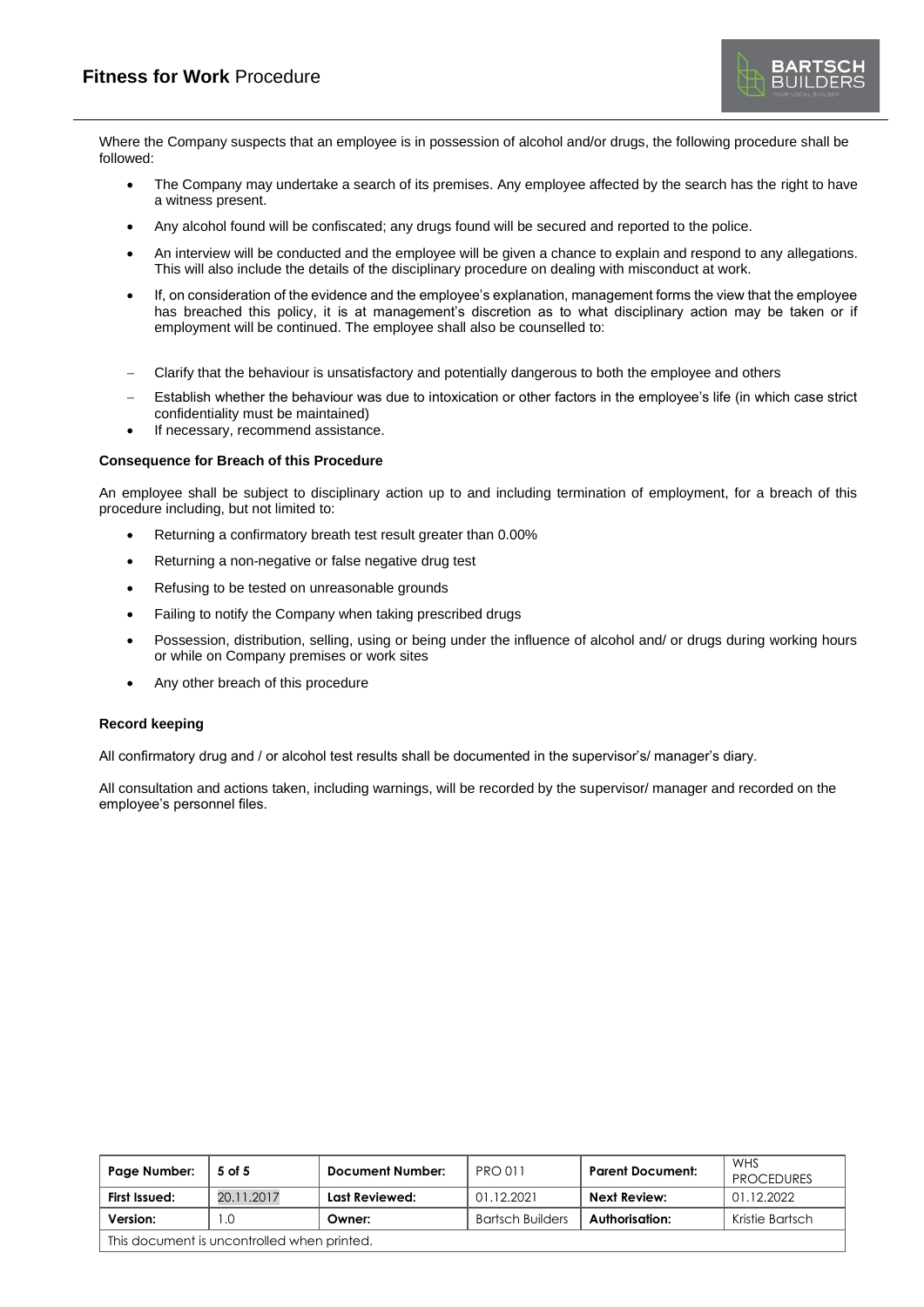Where the Company suspects that an employee is in possession of alcohol and/or drugs, the following procedure shall be followed:

- The Company may undertake a search of its premises. Any employee affected by the search has the right to have a witness present.
- Any alcohol found will be confiscated; any drugs found will be secured and reported to the police.
- An interview will be conducted and the employee will be given a chance to explain and respond to any allegations. This will also include the details of the disciplinary procedure on dealing with misconduct at work.
- If, on consideration of the evidence and the employee's explanation, management forms the view that the employee has breached this policy, it is at management's discretion as to what disciplinary action may be taken or if employment will be continued. The employee shall also be counselled to:
  - Clarify that the behaviour is unsatisfactory and potentially dangerous to both the employee and others
  - Establish whether the behaviour was due to intoxication or other factors in the employee's life (in which case strict confidentiality must be maintained)
- If necessary, recommend assistance.

**Consequence for Breach of this Procedure**

An employee shall be subject to disciplinary action up to and including termination of employment, for a breach of this procedure including, but not limited to:

- Returning a confirmatory breath test result greater than 0.00%
- Returning a non-negative or false negative drug test
- Refusing to be tested on unreasonable grounds
- Failing to notify the Company when taking prescribed drugs
- Possession, distribution, selling, using or being under the influence of alcohol and/ or drugs during working hours or while on Company premises or work sites
- Any other breach of this procedure

**Record keeping**

All confirmatory drug and / or alcohol test results shall be documented in the supervisor's/ manager's diary.

All consultation and actions taken, including warnings, will be recorded by the supervisor/ manager and recorded on the employee's personnel files.

| | | | | | |
|---|---|---|---|---|---|
| **Page Number:** | **5 of 5** | **Document Number:** | PRO 011 | **Parent Document:** | WHS PROCEDURES |
| **First Issued:** | 20.11.2017 | **Last Reviewed:** | 01.12.2021 | **Next Review:** | 01.12.2022 |
| **Version:** | 1.0 | **Owner:** | Bartsch Builders | **Authorisation:** | Kristie Bartsch |
| This document is uncontrolled when printed. | | | | | |